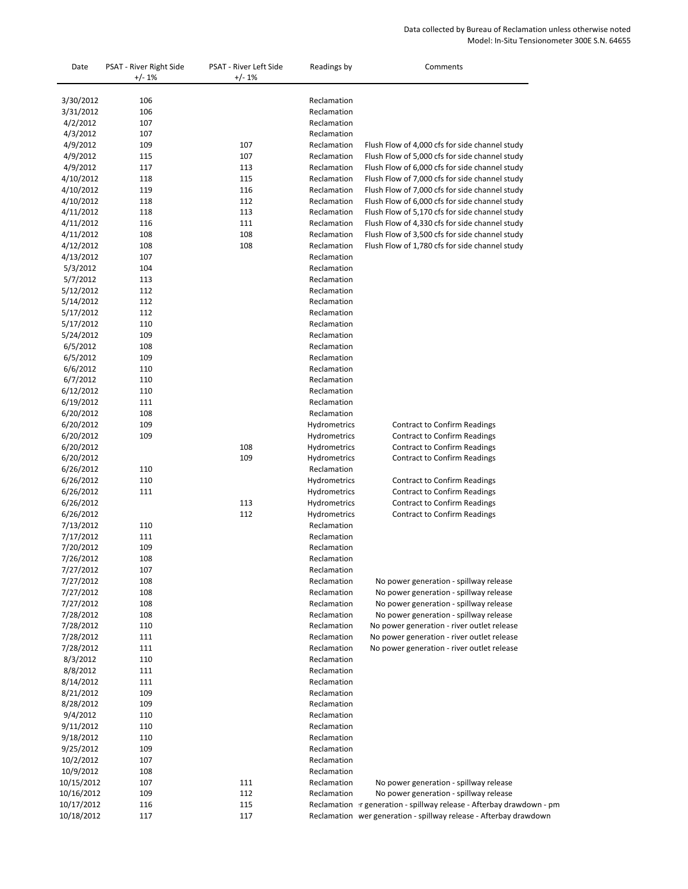Data collected by Bureau of Reclamation unless otherwise noted
Model: In-Situ Tensionometer 300E S.N. 64655

| Date | PSAT - River Right Side +/- 1% | PSAT - River Left Side +/- 1% | Readings by | Comments |
|---|---|---|---|---|
| 3/30/2012 | 106 | | Reclamation | |
| 3/31/2012 | 106 | | Reclamation | |
| 4/2/2012 | 107 | | Reclamation | |
| 4/3/2012 | 107 | | Reclamation | |
| 4/9/2012 | 109 | 107 | Reclamation | Flush Flow of 4,000 cfs for side channel study |
| 4/9/2012 | 115 | 107 | Reclamation | Flush Flow of 5,000 cfs for side channel study |
| 4/9/2012 | 117 | 113 | Reclamation | Flush Flow of 6,000 cfs for side channel study |
| 4/10/2012 | 118 | 115 | Reclamation | Flush Flow of 7,000 cfs for side channel study |
| 4/10/2012 | 119 | 116 | Reclamation | Flush Flow of 7,000 cfs for side channel study |
| 4/10/2012 | 118 | 112 | Reclamation | Flush Flow of 6,000 cfs for side channel study |
| 4/11/2012 | 118 | 113 | Reclamation | Flush Flow of 5,170 cfs for side channel study |
| 4/11/2012 | 116 | 111 | Reclamation | Flush Flow of 4,330 cfs for side channel study |
| 4/11/2012 | 108 | 108 | Reclamation | Flush Flow of 3,500 cfs for side channel study |
| 4/12/2012 | 108 | 108 | Reclamation | Flush Flow of 1,780 cfs for side channel study |
| 4/13/2012 | 107 | | Reclamation | |
| 5/3/2012 | 104 | | Reclamation | |
| 5/7/2012 | 113 | | Reclamation | |
| 5/12/2012 | 112 | | Reclamation | |
| 5/14/2012 | 112 | | Reclamation | |
| 5/17/2012 | 112 | | Reclamation | |
| 5/17/2012 | 110 | | Reclamation | |
| 5/24/2012 | 109 | | Reclamation | |
| 6/5/2012 | 108 | | Reclamation | |
| 6/5/2012 | 109 | | Reclamation | |
| 6/6/2012 | 110 | | Reclamation | |
| 6/7/2012 | 110 | | Reclamation | |
| 6/12/2012 | 110 | | Reclamation | |
| 6/19/2012 | 111 | | Reclamation | |
| 6/20/2012 | 108 | | Reclamation | |
| 6/20/2012 | 109 | | Hydrometrics | Contract to Confirm Readings |
| 6/20/2012 | 109 | | Hydrometrics | Contract to Confirm Readings |
| 6/20/2012 | | 108 | Hydrometrics | Contract to Confirm Readings |
| 6/20/2012 | | 109 | Hydrometrics | Contract to Confirm Readings |
| 6/26/2012 | 110 | | Reclamation | |
| 6/26/2012 | 110 | | Hydrometrics | Contract to Confirm Readings |
| 6/26/2012 | 111 | | Hydrometrics | Contract to Confirm Readings |
| 6/26/2012 | | 113 | Hydrometrics | Contract to Confirm Readings |
| 6/26/2012 | | 112 | Hydrometrics | Contract to Confirm Readings |
| 7/13/2012 | 110 | | Reclamation | |
| 7/17/2012 | 111 | | Reclamation | |
| 7/20/2012 | 109 | | Reclamation | |
| 7/26/2012 | 108 | | Reclamation | |
| 7/27/2012 | 107 | | Reclamation | |
| 7/27/2012 | 108 | | Reclamation | No power generation - spillway release |
| 7/27/2012 | 108 | | Reclamation | No power generation - spillway release |
| 7/27/2012 | 108 | | Reclamation | No power generation - spillway release |
| 7/28/2012 | 108 | | Reclamation | No power generation - spillway release |
| 7/28/2012 | 110 | | Reclamation | No power generation - river outlet release |
| 7/28/2012 | 111 | | Reclamation | No power generation - river outlet release |
| 7/28/2012 | 111 | | Reclamation | No power generation - river outlet release |
| 8/3/2012 | 110 | | Reclamation | |
| 8/8/2012 | 111 | | Reclamation | |
| 8/14/2012 | 111 | | Reclamation | |
| 8/21/2012 | 109 | | Reclamation | |
| 8/28/2012 | 109 | | Reclamation | |
| 9/4/2012 | 110 | | Reclamation | |
| 9/11/2012 | 110 | | Reclamation | |
| 9/18/2012 | 110 | | Reclamation | |
| 9/25/2012 | 109 | | Reclamation | |
| 10/2/2012 | 107 | | Reclamation | |
| 10/9/2012 | 108 | | Reclamation | |
| 10/15/2012 | 107 | 111 | Reclamation | No power generation - spillway release |
| 10/16/2012 | 109 | 112 | Reclamation | No power generation - spillway release |
| 10/17/2012 | 116 | 115 | Reclamation | r generation - spillway release - Afterbay drawdown - pm |
| 10/18/2012 | 117 | 117 | Reclamation | wer generation - spillway release - Afterbay drawdown |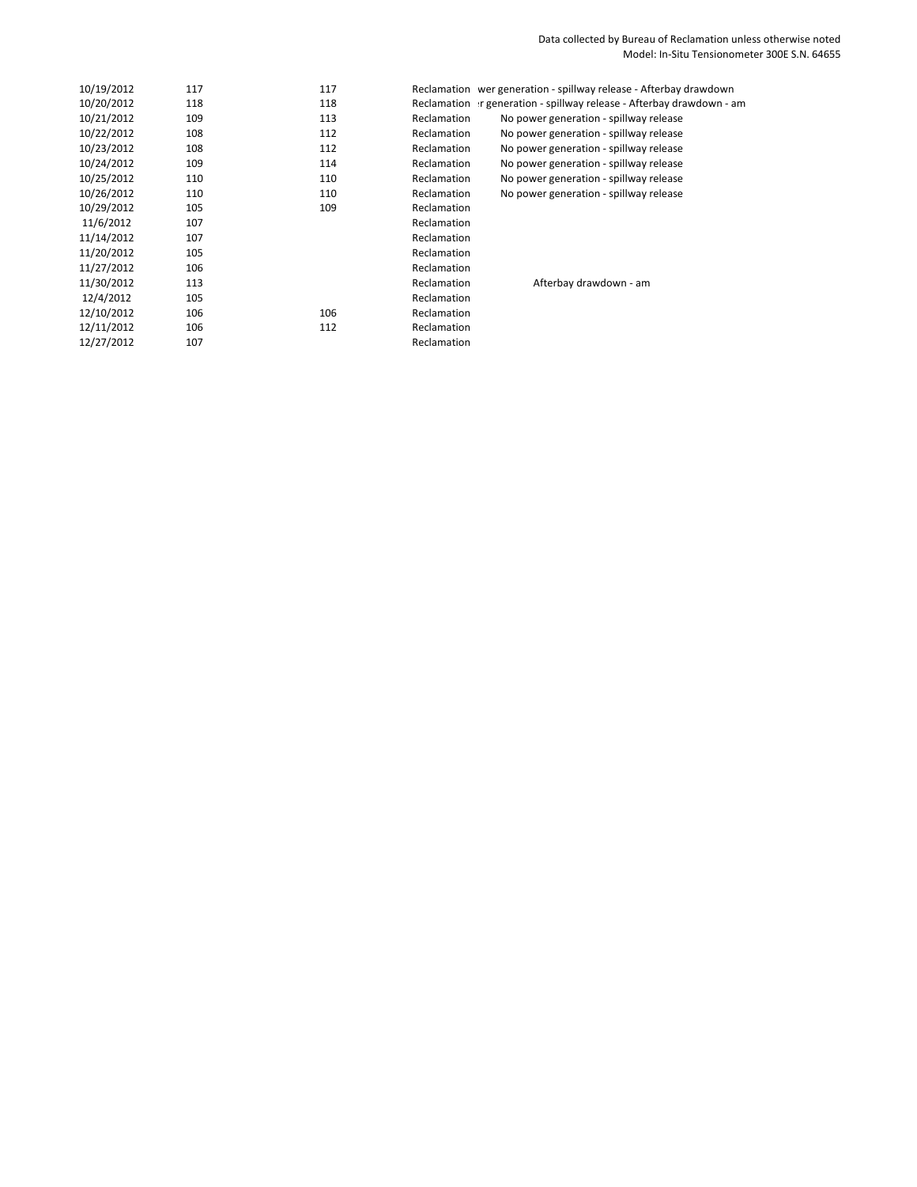Data collected by Bureau of Reclamation unless otherwise noted
Model: In-Situ Tensionometer 300E S.N. 64655

| | | | | |
|---|---|---|---|---|
| 10/19/2012 | 117 | 117 | Reclamation | wer generation - spillway release - Afterbay drawdown |
| 10/20/2012 | 118 | 118 | Reclamation | r generation - spillway release - Afterbay drawdown - am |
| 10/21/2012 | 109 | 113 | Reclamation | No power generation - spillway release |
| 10/22/2012 | 108 | 112 | Reclamation | No power generation - spillway release |
| 10/23/2012 | 108 | 112 | Reclamation | No power generation - spillway release |
| 10/24/2012 | 109 | 114 | Reclamation | No power generation - spillway release |
| 10/25/2012 | 110 | 110 | Reclamation | No power generation - spillway release |
| 10/26/2012 | 110 | 110 | Reclamation | No power generation - spillway release |
| 10/29/2012 | 105 | 109 | Reclamation | |
| 11/6/2012 | 107 | | Reclamation | |
| 11/14/2012 | 107 | | Reclamation | |
| 11/20/2012 | 105 | | Reclamation | |
| 11/27/2012 | 106 | | Reclamation | |
| 11/30/2012 | 113 | | Reclamation | Afterbay drawdown - am |
| 12/4/2012 | 105 | | Reclamation | |
| 12/10/2012 | 106 | 106 | Reclamation | |
| 12/11/2012 | 106 | 112 | Reclamation | |
| 12/27/2012 | 107 | | Reclamation | |